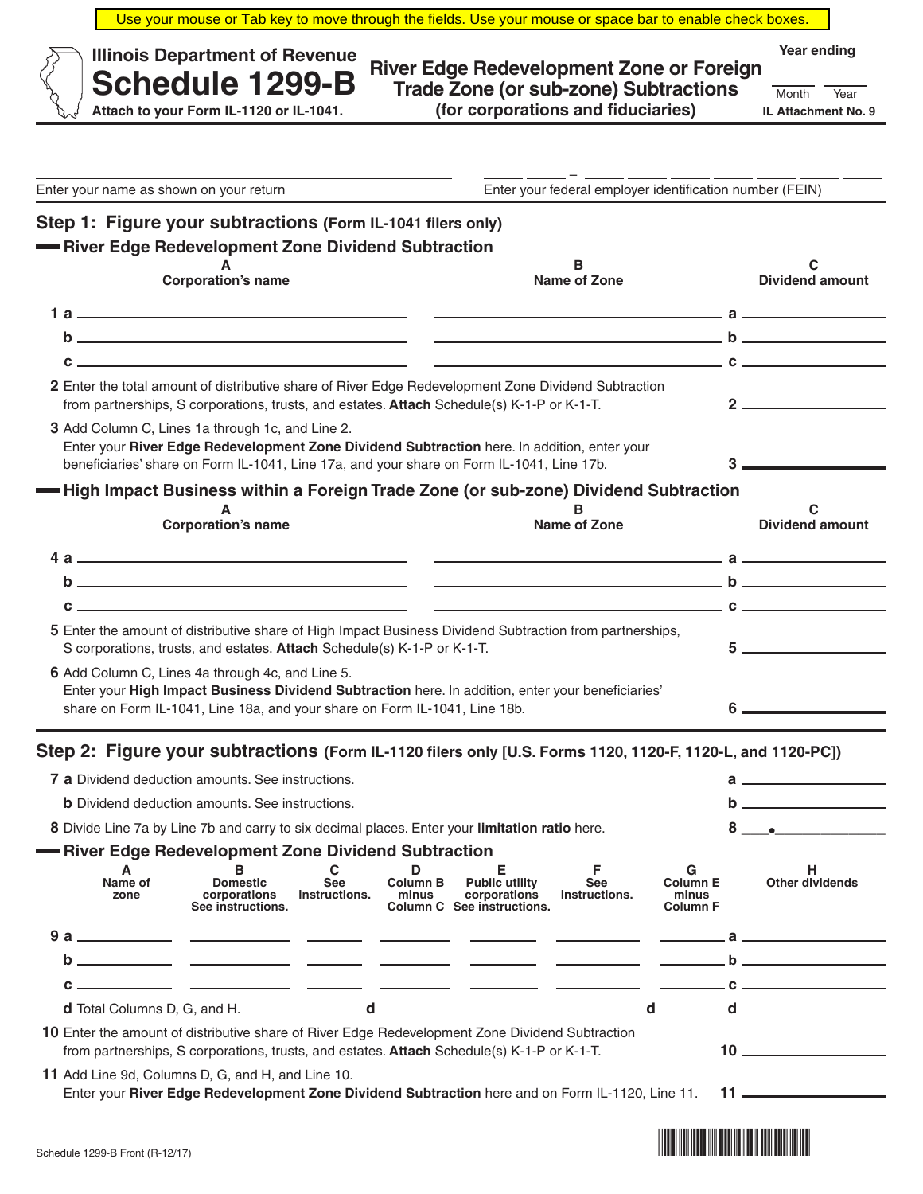Use your mouse or Tab key to move through the fields. Use your mouse or space bar to enable check boxes.

**Illinois Department of Revenue**

# Schedule 1299-B

**Attach to your Form IL-1120 or IL-1041.**

## River Edge Redevelopment Zone or Foreign Trade Zone (or sub-zone) Subtractions (for corporations and fiduciaries)

Year ending ____ Month ____ Year

**IL Attachment No. 9**

Enter your name as shown on your return ______________________

Enter your federal employer identification number (FEIN) __ __ – __ __ __ __ __ __ __

## Step 1: Figure your subtractions (Form IL-1041 filers only)

### River Edge Redevelopment Zone Dividend Subtraction

| | A Corporation's name | B Name of Zone | | C Dividend amount |
|---|---|---|---|---|
| 1 a | | | a | |
| b | | | b | |
| c | | | c | |

**2** Enter the total amount of distributive share of River Edge Redevelopment Zone Dividend Subtraction from partnerships, S corporations, trusts, and estates. **Attach** Schedule(s) K-1-P or K-1-T. **2** ______

**3** Add Column C, Lines 1a through 1c, and Line 2. Enter your **River Edge Redevelopment Zone Dividend Subtraction** here. In addition, enter your beneficiaries' share on Form IL-1041, Line 17a, and your share on Form IL-1041, Line 17b. **3** ______

### High Impact Business within a Foreign Trade Zone (or sub-zone) Dividend Subtraction

| | A Corporation's name | B Name of Zone | | C Dividend amount |
|---|---|---|---|---|
| 4 a | | | a | |
| b | | | b | |
| c | | | c | |

**5** Enter the amount of distributive share of High Impact Business Dividend Subtraction from partnerships, S corporations, trusts, and estates. **Attach** Schedule(s) K-1-P or K-1-T. **5** ______

**6** Add Column C, Lines 4a through 4c, and Line 5. Enter your **High Impact Business Dividend Subtraction** here. In addition, enter your beneficiaries' share on Form IL-1041, Line 18a, and your share on Form IL-1041, Line 18b. **6** ______

## Step 2: Figure your subtractions (Form IL-1120 filers only [U.S. Forms 1120, 1120-F, 1120-L, and 1120-PC])

**7 a** Dividend deduction amounts. See instructions. **a** ______

**b** Dividend deduction amounts. See instructions. **b** ______

**8** Divide Line 7a by Line 7b and carry to six decimal places. Enter your **limitation ratio** here. **8** ____.______

### River Edge Redevelopment Zone Dividend Subtraction

| | A Name of zone | B Domestic corporations See instructions. | C See instructions. | D Column B minus Column C | E Public utility corporations See instructions. | F See instructions. | G Column E minus Column F | | H Other dividends |
|---|---|---|---|---|---|---|---|---|---|
| 9 a | | | | | | | | a | |
| b | | | | | | | | b | |
| c | | | | | | | | c | |
| d Total Columns D, G, and H. | | | | d | | | d | d | |

**10** Enter the amount of distributive share of River Edge Redevelopment Zone Dividend Subtraction from partnerships, S corporations, trusts, and estates. **Attach** Schedule(s) K-1-P or K-1-T. **10** ______

**11** Add Line 9d, Columns D, G, and H, and Line 10. Enter your **River Edge Redevelopment Zone Dividend Subtraction** here and on Form IL-1120, Line 11. **11** ______

Schedule 1299-B Front (R-12/17)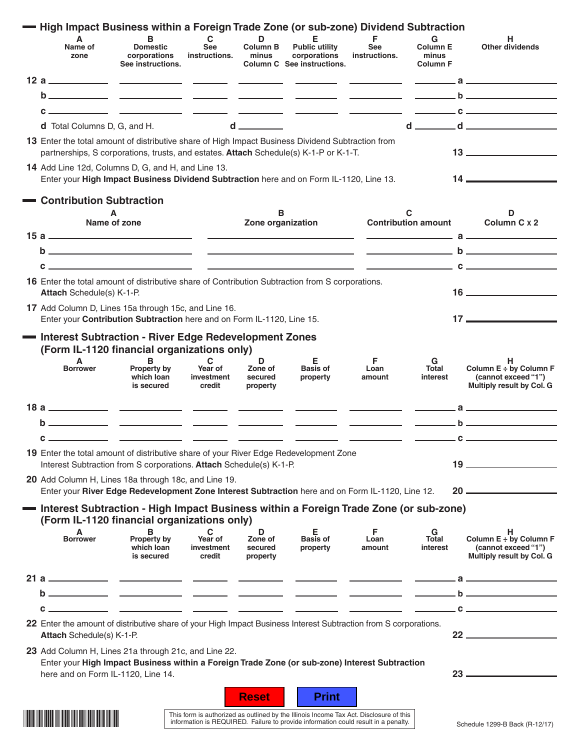## High Impact Business within a Foreign Trade Zone (or sub-zone) Dividend Subtraction

| | A Name of zone | B Domestic corporations See instructions. | C See instructions. | D Column B minus Column C | E Public utility corporations See instructions. | F See instructions. | G Column E minus Column F | | H Other dividends |
|---|---|---|---|---|---|---|---|---|---|
| 12 a | | | | | | | | a | |
| b | | | | | | | | b | |
| c | | | | | | | | c | |
| d Total Columns D, G, and H. | | | | d | | | d | d | |

**13** Enter the total amount of distributive share of High Impact Business Dividend Subtraction from partnerships, S corporations, trusts, and estates. **Attach** Schedule(s) K-1-P or K-1-T. **13** ____________

**14** Add Line 12d, Columns D, G, and H, and Line 13.
Enter your **High Impact Business Dividend Subtraction** here and on Form IL-1120, Line 13. **14** ____________

## Contribution Subtraction

| | A Name of zone | B Zone organization | C Contribution amount | | D Column C x 2 |
|---|---|---|---|---|---|
| 15 a | | | | a | |
| b | | | | b | |
| c | | | | c | |

**16** Enter the total amount of distributive share of Contribution Subtraction from S corporations. **Attach** Schedule(s) K-1-P. **16** ____________

**17** Add Column D, Lines 15a through 15c, and Line 16.
Enter your **Contribution Subtraction** here and on Form IL-1120, Line 15. **17** ____________

## Interest Subtraction - River Edge Redevelopment Zones (Form IL-1120 financial organizations only)

| | A Borrower | B Property by which loan is secured | C Year of investment credit | D Zone of secured property | E Basis of property | F Loan amount | G Total interest | | H Column E ÷ by Column F (cannot exceed "1") Multiply result by Col. G |
|---|---|---|---|---|---|---|---|---|---|
| 18 a | | | | | | | | a | |
| b | | | | | | | | b | |
| c | | | | | | | | c | |

**19** Enter the total amount of distributive share of your River Edge Redevelopment Zone Interest Subtraction from S corporations. **Attach** Schedule(s) K-1-P. **19** ____________

**20** Add Column H, Lines 18a through 18c, and Line 19.
Enter your **River Edge Redevelopment Zone Interest Subtraction** here and on Form IL-1120, Line 12. **20** ____________

## Interest Subtraction - High Impact Business within a Foreign Trade Zone (or sub-zone) (Form IL-1120 financial organizations only)

| | A Borrower | B Property by which loan is secured | C Year of investment credit | D Zone of secured property | E Basis of property | F Loan amount | G Total interest | | H Column E ÷ by Column F (cannot exceed "1") Multiply result by Col. G |
|---|---|---|---|---|---|---|---|---|---|
| 21 a | | | | | | | | a | |
| b | | | | | | | | b | |
| c | | | | | | | | c | |

**22** Enter the amount of distributive share of your High Impact Business Interest Subtraction from S corporations. **Attach** Schedule(s) K-1-P. **22** ____________

**23** Add Column H, Lines 21a through 21c, and Line 22.
Enter your **High Impact Business within a Foreign Trade Zone (or sub-zone) Interest Subtraction** here and on Form IL-1120, Line 14. **23** ____________

Reset Print

This form is authorized as outlined by the Illinois Income Tax Act. Disclosure of this information is REQUIRED. Failure to provide information could result in a penalty.

Schedule 1299-B Back (R-12/17)